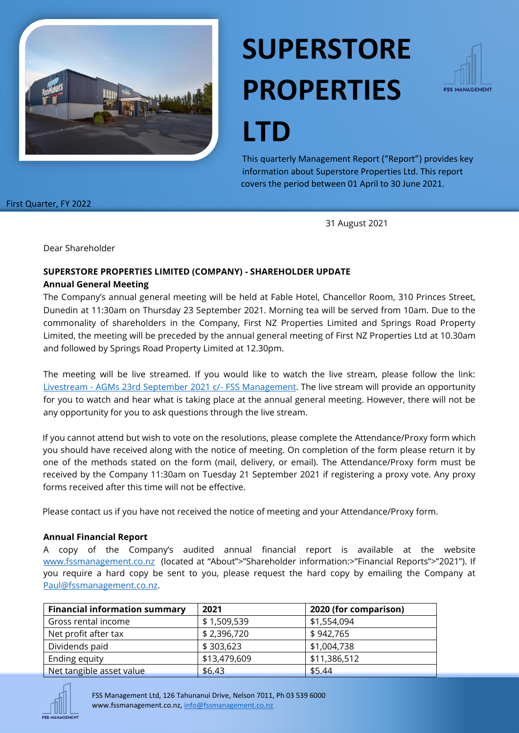# SUPERSTORE PROPERTIES LTD

This quarterly Management Report ("Report") provides key information about Superstore Properties Ltd. This report covers the period between 01 April to 30 June 2021.

First Quarter, FY 2022

31 August 2021

Dear Shareholder

**SUPERSTORE PROPERTIES LIMITED (COMPANY) - SHAREHOLDER UPDATE**

**Annual General Meeting**

The Company's annual general meeting will be held at Fable Hotel, Chancellor Room, 310 Princes Street, Dunedin at 11:30am on Thursday 23 September 2021. Morning tea will be served from 10am. Due to the commonality of shareholders in the Company, First NZ Properties Limited and Springs Road Property Limited, the meeting will be preceded by the annual general meeting of First NZ Properties Ltd at 10.30am and followed by Springs Road Property Limited at 12.30pm.

The meeting will be live streamed. If you would like to watch the live stream, please follow the link: Livestream - AGMs 23rd September 2021 c/- FSS Management. The live stream will provide an opportunity for you to watch and hear what is taking place at the annual general meeting. However, there will not be any opportunity for you to ask questions through the live stream.

If you cannot attend but wish to vote on the resolutions, please complete the Attendance/Proxy form which you should have received along with the notice of meeting. On completion of the form please return it by one of the methods stated on the form (mail, delivery, or email). The Attendance/Proxy form must be received by the Company 11:30am on Tuesday 21 September 2021 if registering a proxy vote. Any proxy forms received after this time will not be effective.

Please contact us if you have not received the notice of meeting and your Attendance/Proxy form.

**Annual Financial Report**

A copy of the Company's audited annual financial report is available at the website www.fssmanagement.co.nz (located at "About">"Shareholder information:>"Financial Reports">"2021"). If you require a hard copy be sent to you, please request the hard copy by emailing the Company at Paul@fssmanagement.co.nz.

| Financial information summary | 2021 | 2020 (for comparison) |
| --- | --- | --- |
| Gross rental income | $ 1,509,539 | $1,554,094 |
| Net profit after tax | $ 2,396,720 | $ 942,765 |
| Dividends paid | $ 303,623 | $1,004,738 |
| Ending equity | $13,479,609 | $11,386,512 |
| Net tangible asset value | $6.43 | $5.44 |

FSS Management Ltd, 126 Tahunanui Drive, Nelson 7011, Ph 03 539 6000
www.fssmanagement.co.nz, info@fssmanagement.co.nz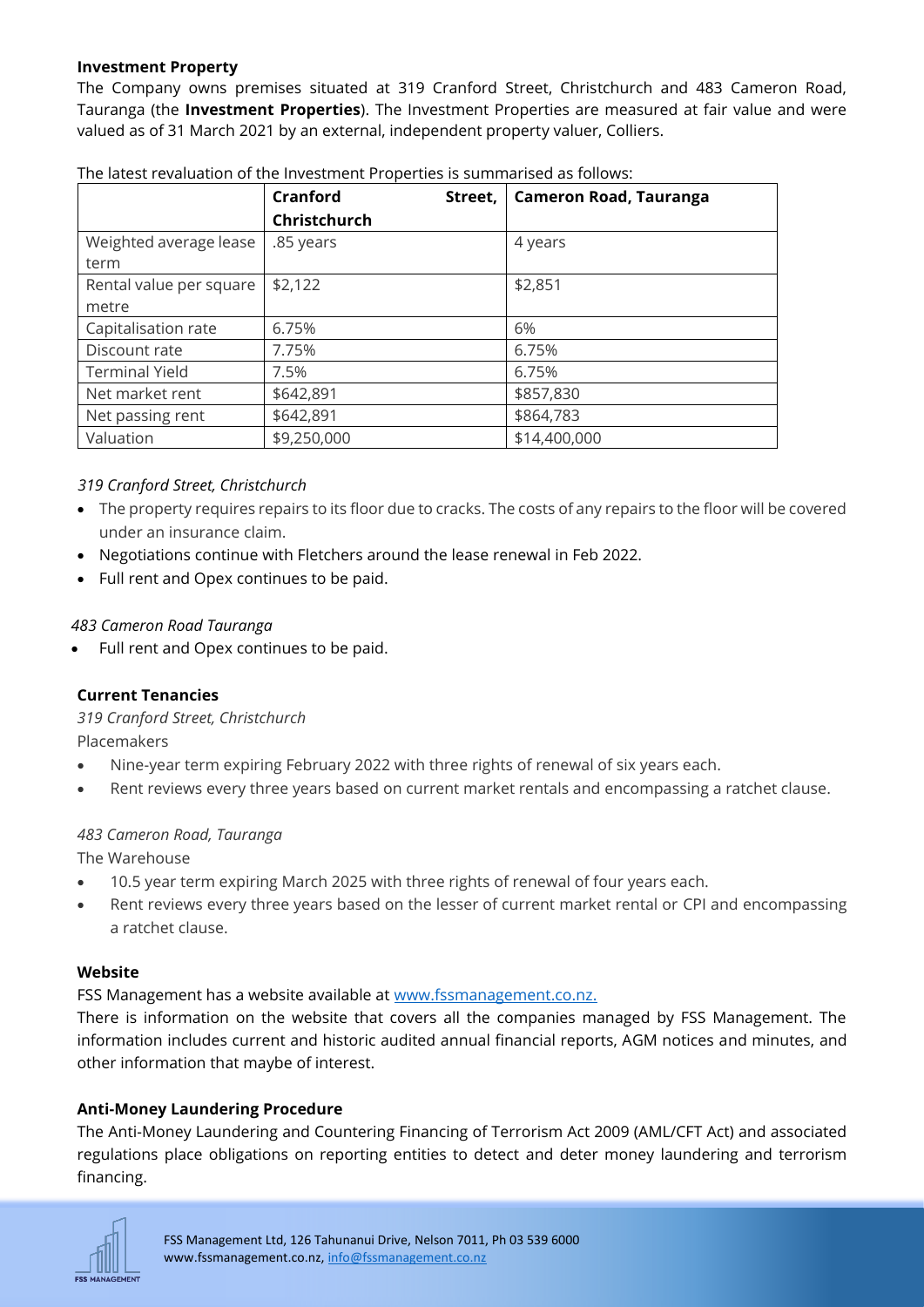**Investment Property**

The Company owns premises situated at 319 Cranford Street, Christchurch and 483 Cameron Road, Tauranga (the **Investment Properties**). The Investment Properties are measured at fair value and were valued as of 31 March 2021 by an external, independent property valuer, Colliers.

The latest revaluation of the Investment Properties is summarised as follows:

| | **Cranford Street, Christchurch** | **Cameron Road, Tauranga** |
|---|---|---|
| Weighted average lease term | .85 years | 4 years |
| Rental value per square metre | $2,122 | $2,851 |
| Capitalisation rate | 6.75% | 6% |
| Discount rate | 7.75% | 6.75% |
| Terminal Yield | 7.5% | 6.75% |
| Net market rent | $642,891 | $857,830 |
| Net passing rent | $642,891 | $864,783 |
| Valuation | $9,250,000 | $14,400,000 |

*319 Cranford Street, Christchurch*

- The property requires repairs to its floor due to cracks. The costs of any repairs to the floor will be covered under an insurance claim.
- Negotiations continue with Fletchers around the lease renewal in Feb 2022.
- Full rent and Opex continues to be paid.

*483 Cameron Road Tauranga*

- Full rent and Opex continues to be paid.

**Current Tenancies**

*319 Cranford Street, Christchurch*

Placemakers

- Nine-year term expiring February 2022 with three rights of renewal of six years each.
- Rent reviews every three years based on current market rentals and encompassing a ratchet clause.

*483 Cameron Road, Tauranga*

The Warehouse

- 10.5 year term expiring March 2025 with three rights of renewal of four years each.
- Rent reviews every three years based on the lesser of current market rental or CPI and encompassing a ratchet clause.

**Website**

FSS Management has a website available at www.fssmanagement.co.nz.

There is information on the website that covers all the companies managed by FSS Management. The information includes current and historic audited annual financial reports, AGM notices and minutes, and other information that maybe of interest.

**Anti-Money Laundering Procedure**

The Anti-Money Laundering and Countering Financing of Terrorism Act 2009 (AML/CFT Act) and associated regulations place obligations on reporting entities to detect and deter money laundering and terrorism financing.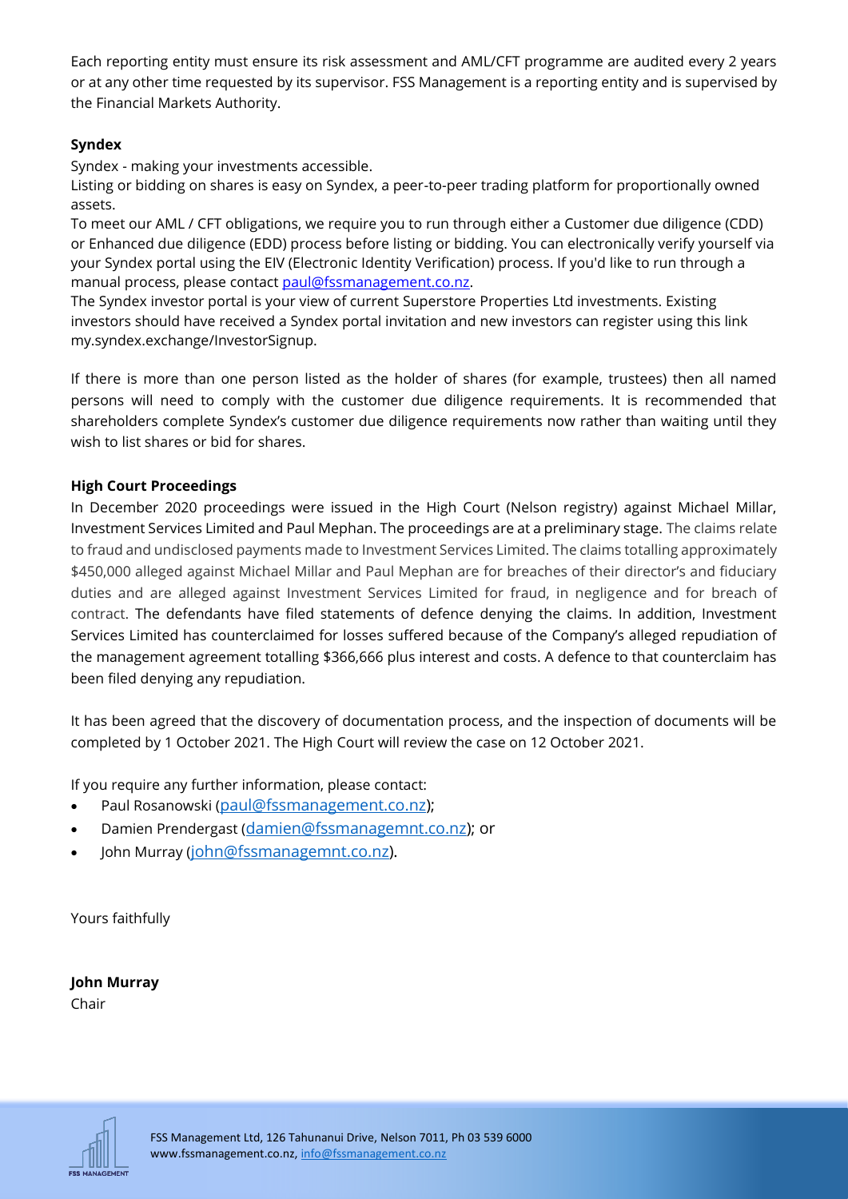Each reporting entity must ensure its risk assessment and AML/CFT programme are audited every 2 years or at any other time requested by its supervisor. FSS Management is a reporting entity and is supervised by the Financial Markets Authority.

**Syndex**

Syndex - making your investments accessible.
Listing or bidding on shares is easy on Syndex, a peer-to-peer trading platform for proportionally owned assets.
To meet our AML / CFT obligations, we require you to run through either a Customer due diligence (CDD) or Enhanced due diligence (EDD) process before listing or bidding. You can electronically verify yourself via your Syndex portal using the EIV (Electronic Identity Verification) process. If you'd like to run through a manual process, please contact paul@fssmanagement.co.nz.
The Syndex investor portal is your view of current Superstore Properties Ltd investments. Existing investors should have received a Syndex portal invitation and new investors can register using this link my.syndex.exchange/InvestorSignup.

If there is more than one person listed as the holder of shares (for example, trustees) then all named persons will need to comply with the customer due diligence requirements. It is recommended that shareholders complete Syndex's customer due diligence requirements now rather than waiting until they wish to list shares or bid for shares.

**High Court Proceedings**

In December 2020 proceedings were issued in the High Court (Nelson registry) against Michael Millar, Investment Services Limited and Paul Mephan. The proceedings are at a preliminary stage. The claims relate to fraud and undisclosed payments made to Investment Services Limited. The claims totalling approximately $450,000 alleged against Michael Millar and Paul Mephan are for breaches of their director's and fiduciary duties and are alleged against Investment Services Limited for fraud, in negligence and for breach of contract. The defendants have filed statements of defence denying the claims. In addition, Investment Services Limited has counterclaimed for losses suffered because of the Company's alleged repudiation of the management agreement totalling $366,666 plus interest and costs. A defence to that counterclaim has been filed denying any repudiation.

It has been agreed that the discovery of documentation process, and the inspection of documents will be completed by 1 October 2021. The High Court will review the case on 12 October 2021.

If you require any further information, please contact:

- Paul Rosanowski (paul@fssmanagement.co.nz);
- Damien Prendergast (damien@fssmanagemnt.co.nz); or
- John Murray (john@fssmanagemnt.co.nz).

Yours faithfully

**John Murray**
Chair

FSS Management Ltd, 126 Tahunanui Drive, Nelson 7011, Ph 03 539 6000
www.fssmanagement.co.nz, info@fssmanagement.co.nz